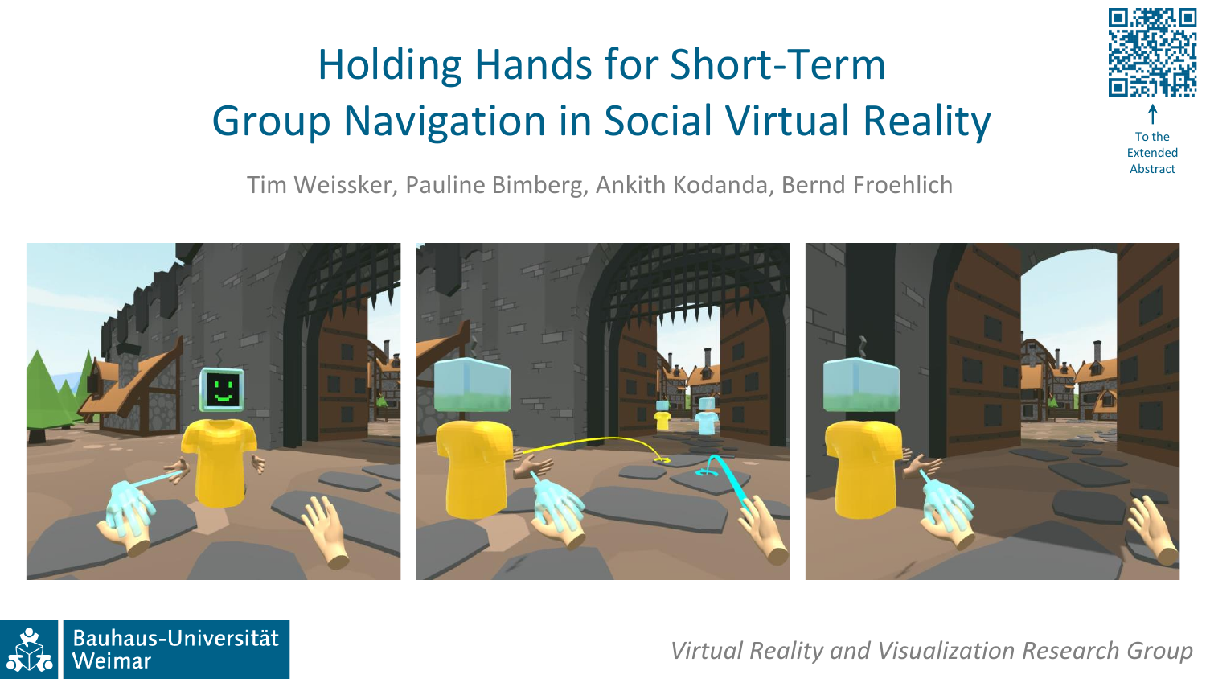# Holding Hands for Short-Term Group Navigation in Social Virtual Reality

Tim Weissker, Pauline Bimberg, Ankith Kodanda, Bernd Froehlich

To the Extended Abstract

Bauhaus-Universität Weimar

*Virtual Reality and Visualization Research Group*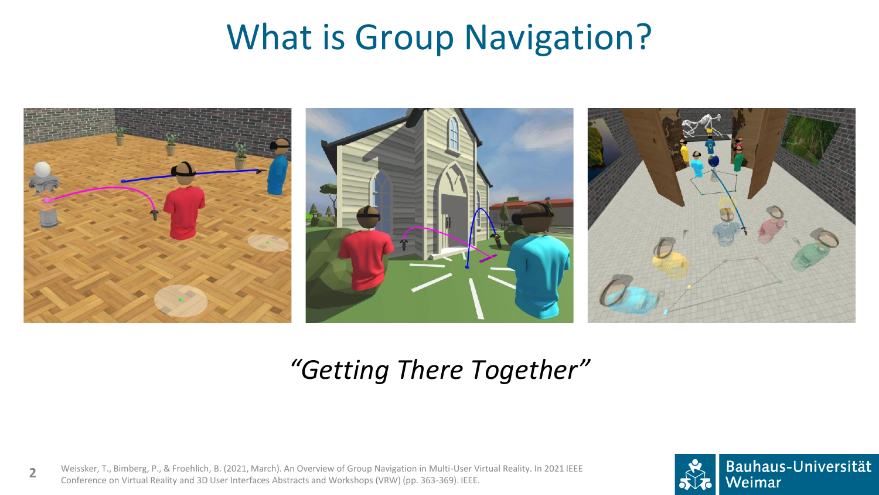# What is Group Navigation?

*"Getting There Together"*

Weissker, T., Bimberg, P., & Froehlich, B. (2021, March). An Overview of Group Navigation in Multi-User Virtual Reality. In 2021 IEEE Conference on Virtual Reality and 3D User Interfaces Abstracts and Workshops (VRW) (pp. 363-369). IEEE.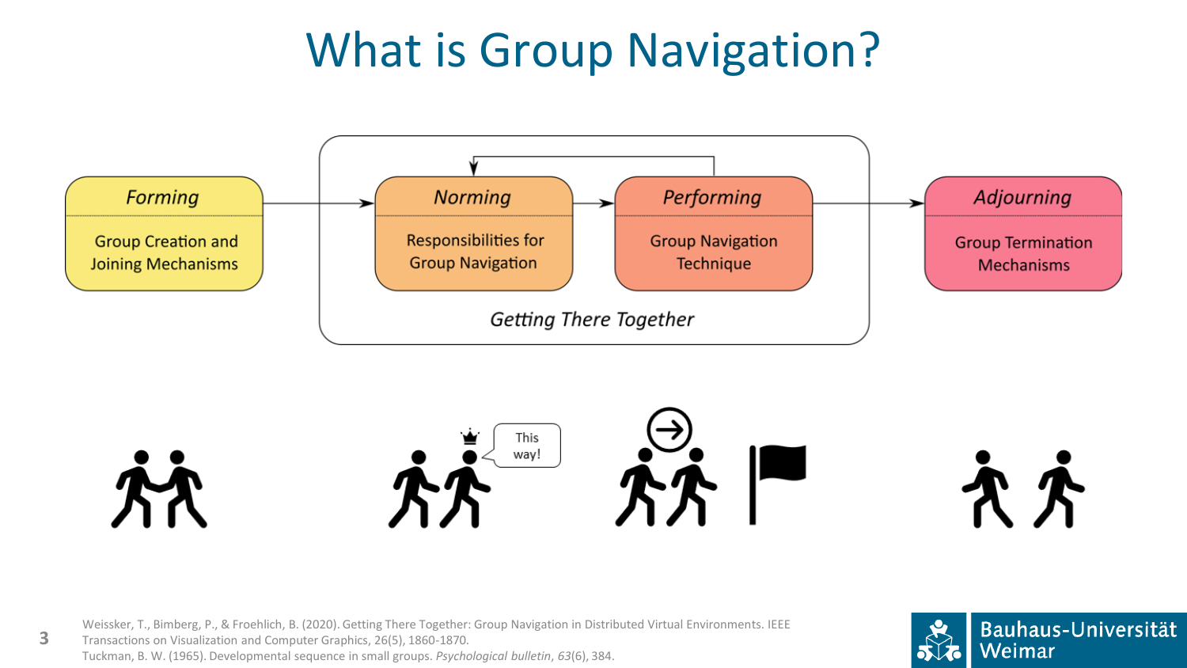# What is Group Navigation?

*Forming*

Group Creation and Joining Mechanisms

*Norming*

Responsibilities for Group Navigation

*Performing*

Group Navigation Technique

*Adjourning*

Group Termination Mechanisms

*Getting There Together*

This way!

Weissker, T., Bimberg, P., & Froehlich, B. (2020). Getting There Together: Group Navigation in Distributed Virtual Environments. IEEE Transactions on Visualization and Computer Graphics, 26(5), 1860-1870.

Tuckman, B. W. (1965). Developmental sequence in small groups. *Psychological bulletin*, *63*(6), 384.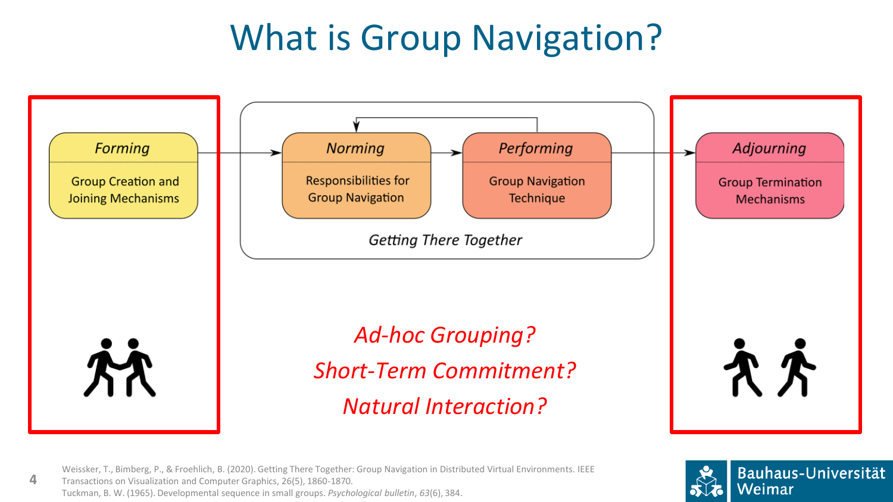# What is Group Navigation?

**Forming** — Group Creation and Joining Mechanisms

**Getting There Together**

- **Norming** — Responsibilities for Group Navigation
- **Performing** — Group Navigation Technique

**Adjourning** — Group Termination Mechanisms

*Ad-hoc Grouping?*

*Short-Term Commitment?*

*Natural Interaction?*

Weissker, T., Bimberg, P., & Froehlich, B. (2020). Getting There Together: Group Navigation in Distributed Virtual Environments. IEEE Transactions on Visualization and Computer Graphics, 26(5), 1860-1870.

Tuckman, B. W. (1965). Developmental sequence in small groups. *Psychological bulletin*, *63*(6), 384.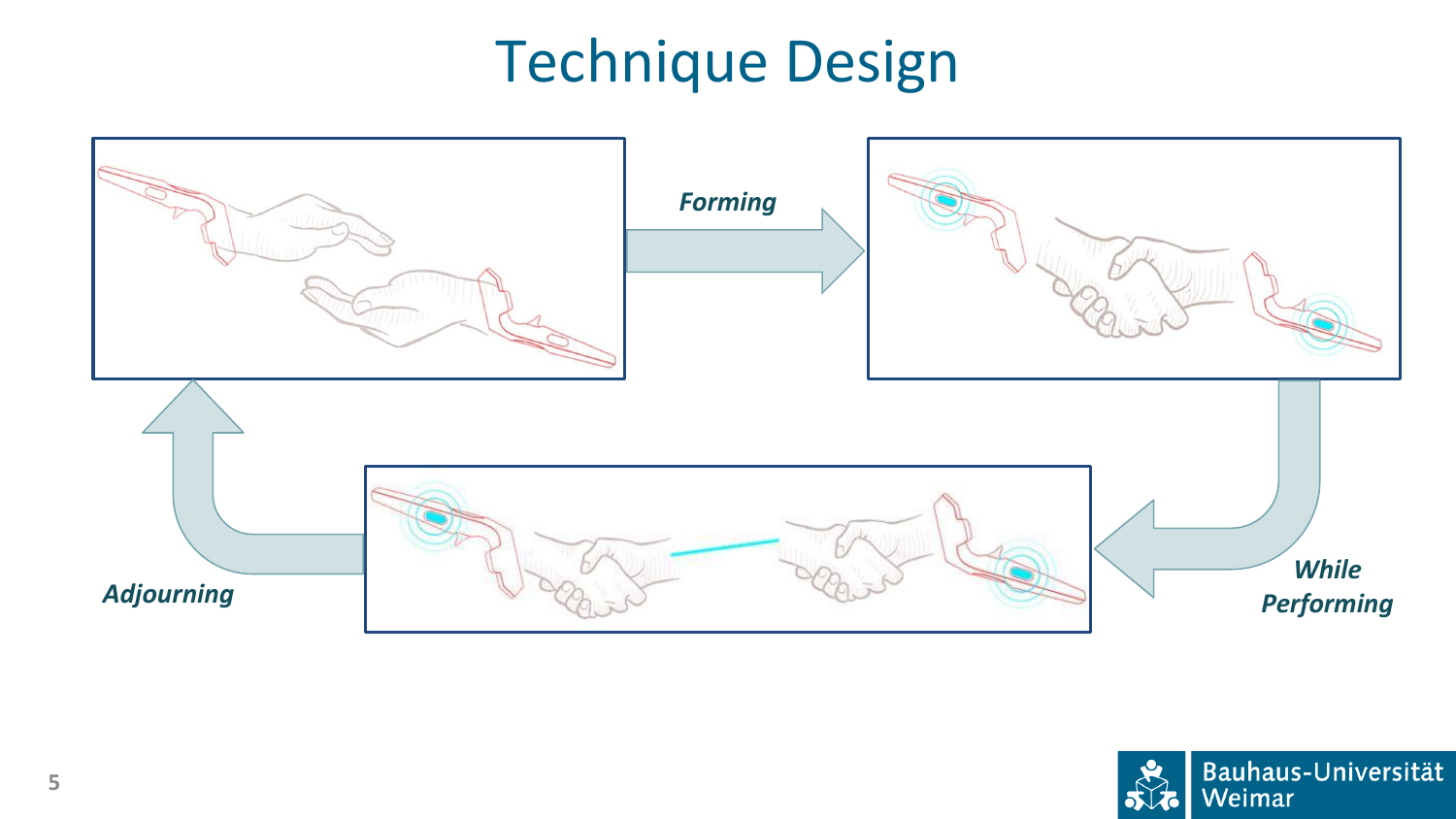# Technique Design

*Forming*

*While Performing*

*Adjourning*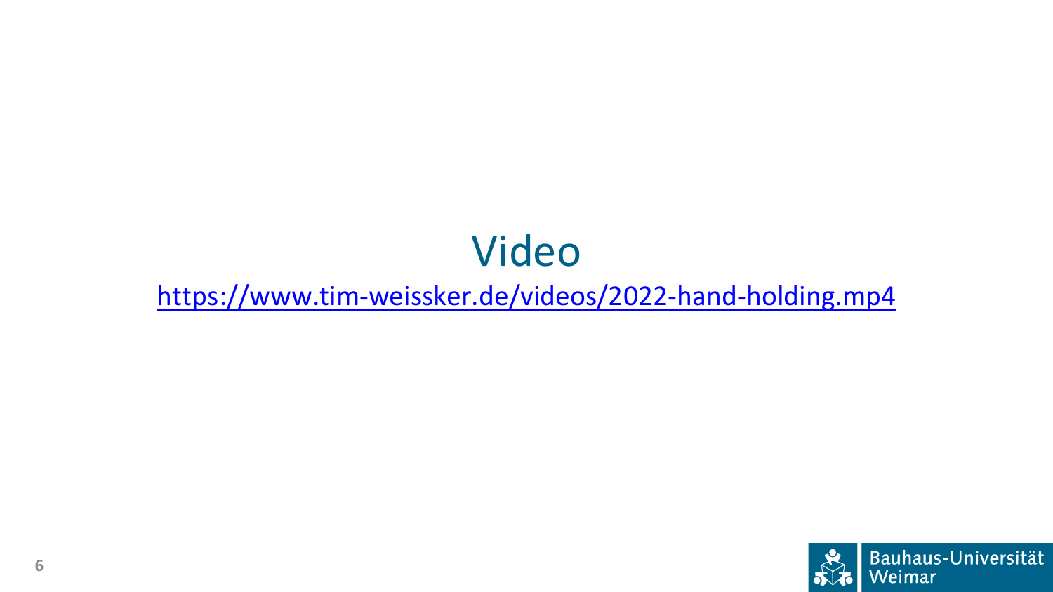# Video

https://www.tim-weissker.de/videos/2022-hand-holding.mp4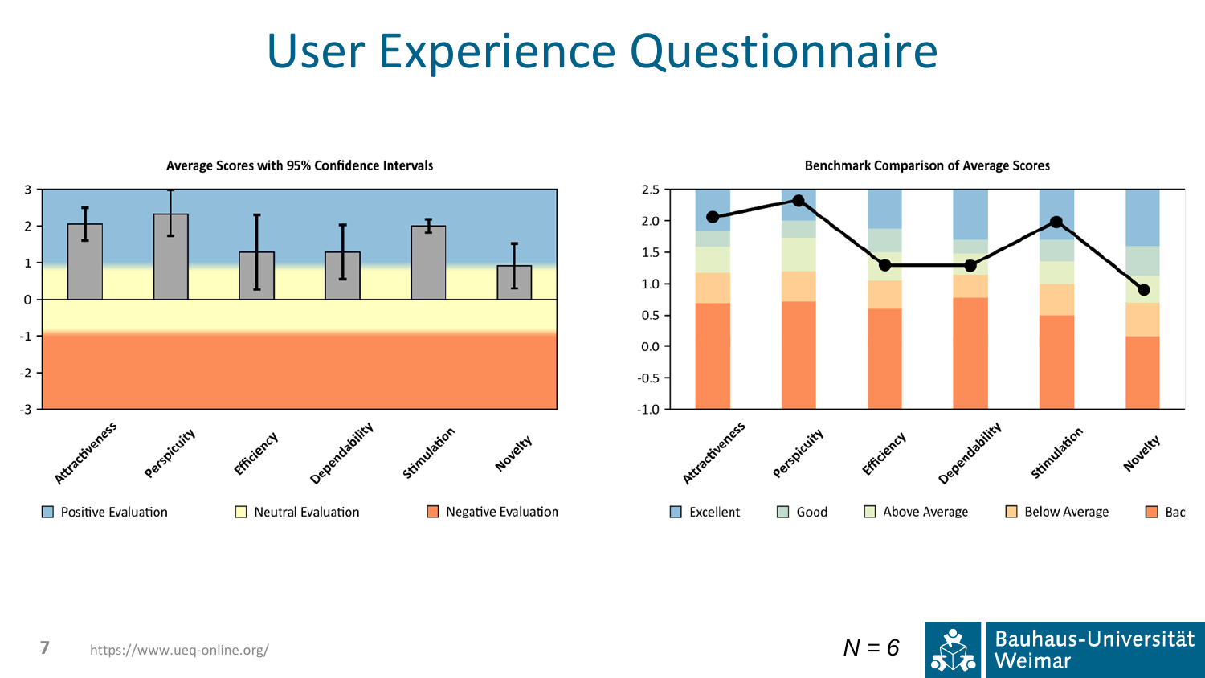# User Experience Questionnaire

**Average Scores with 95% Confidence Intervals**

Attractiveness, Perspicuity, Efficiency, Dependability, Stimulation, Novelty

Positive Evaluation — Neutral Evaluation — Negative Evaluation

**Benchmark Comparison of Average Scores**

Attractiveness, Perspicuity, Efficiency, Dependability, Stimulation, Novelty

Excellent — Good — Above Average — Below Average — Bad

https://www.ueq-online.org/

*N = 6*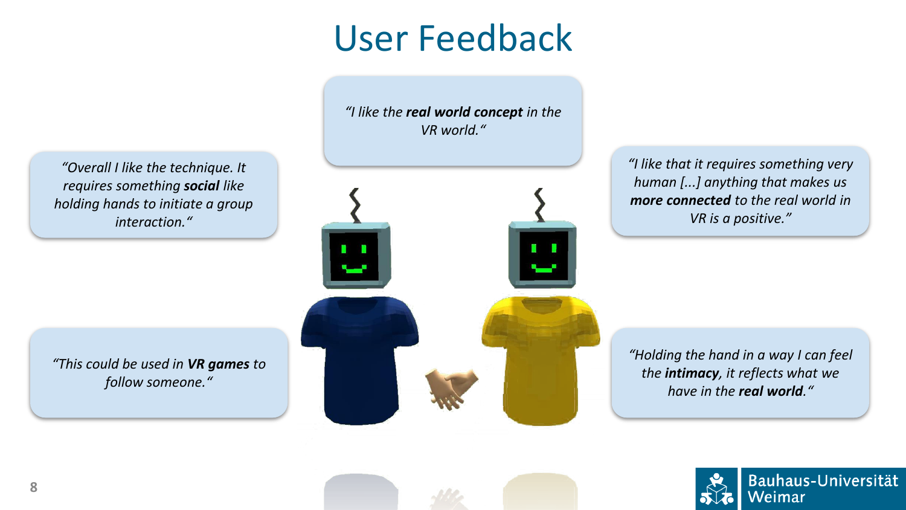# User Feedback

*"I like the **real world concept** in the VR world."*

*"Overall I like the technique. It requires something **social** like holding hands to initiate a group interaction."*

*"I like that it requires something very human [...] anything that makes us **more connected** to the real world in VR is a positive."*

*"This could be used in **VR games** to follow someone."*

*"Holding the hand in a way I can feel the **intimacy**, it reflects what we have in the **real world**."*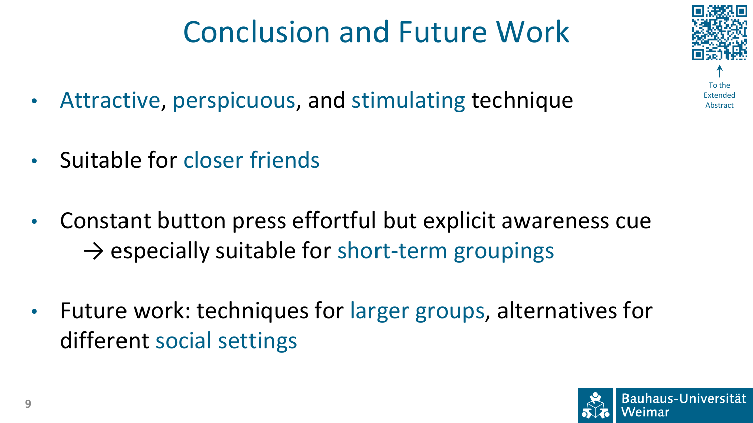# Conclusion and Future Work

To the Extended Abstract

- Attractive, perspicuous, and stimulating technique
- Suitable for closer friends
- Constant button press effortful but explicit awareness cue
  → especially suitable for short-term groupings
- Future work: techniques for larger groups, alternatives for different social settings

Bauhaus-Universität Weimar